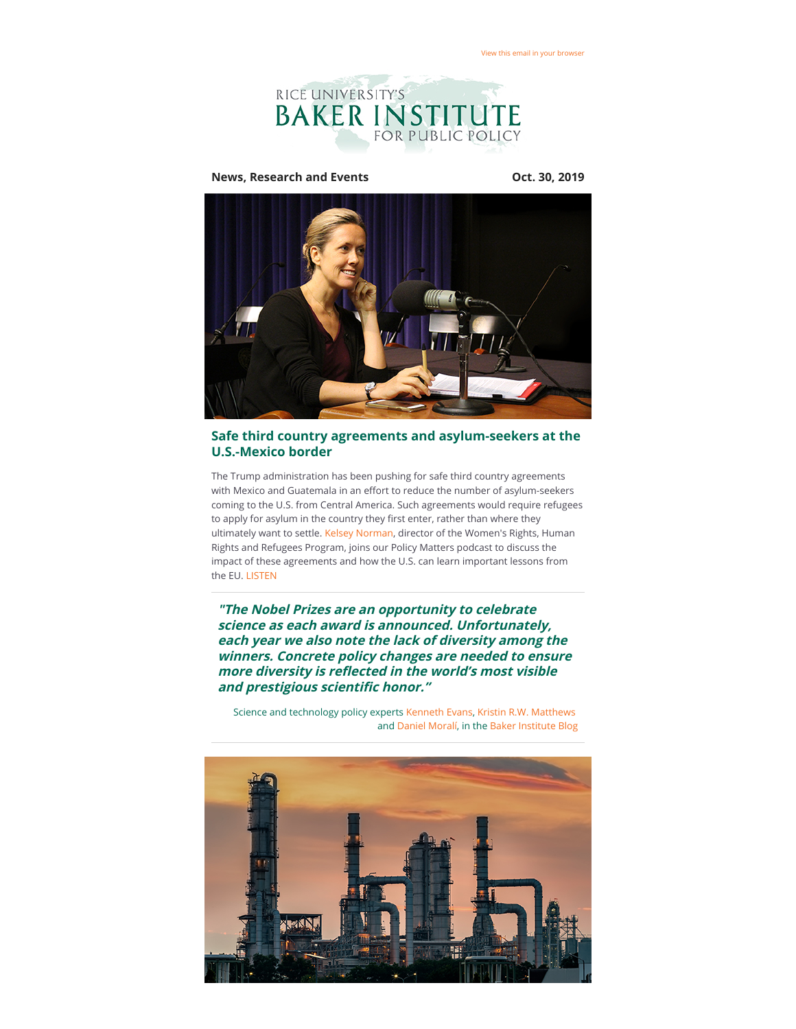View this email in your browser

RICE UNIVERSITY'S
# BAKER INSTITUTE
FOR PUBLIC POLICY

**News, Research and Events** **Oct. 30, 2019**

## Safe third country agreements and asylum-seekers at the U.S.-Mexico border

The Trump administration has been pushing for safe third country agreements with Mexico and Guatemala in an effort to reduce the number of asylum-seekers coming to the U.S. from Central America. Such agreements would require refugees to apply for asylum in the country they first enter, rather than where they ultimately want to settle. Kelsey Norman, director of the Women's Rights, Human Rights and Refugees Program, joins our Policy Matters podcast to discuss the impact of these agreements and how the U.S. can learn important lessons from the EU. LISTEN

---

***"The Nobel Prizes are an opportunity to celebrate science as each award is announced. Unfortunately, each year we also note the lack of diversity among the winners. Concrete policy changes are needed to ensure more diversity is reflected in the world's most visible and prestigious scientific honor."***

Science and technology policy experts Kenneth Evans, Kristin R.W. Matthews and Daniel Moralí, in the Baker Institute Blog

---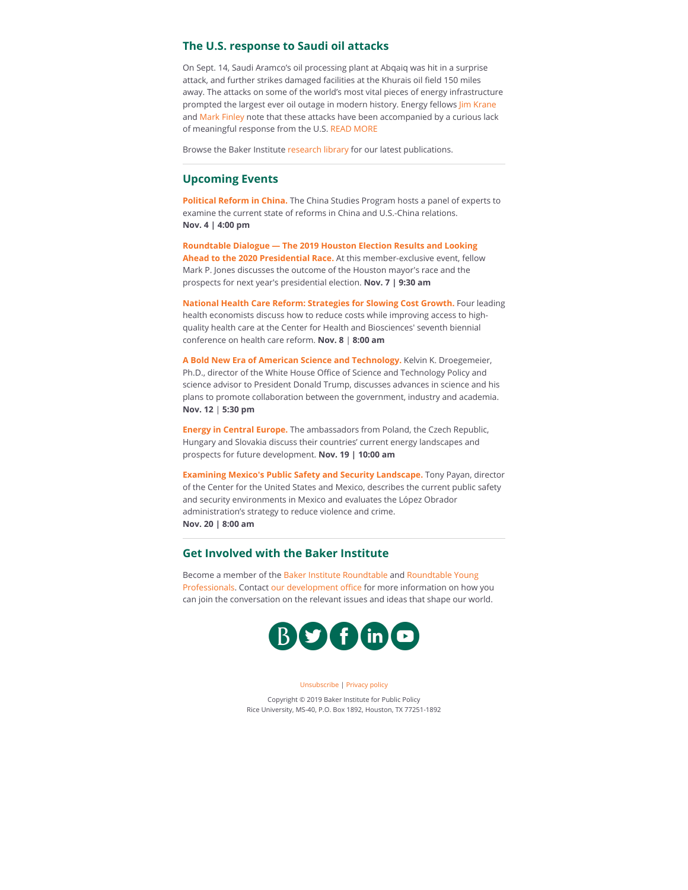## The U.S. response to Saudi oil attacks

On Sept. 14, Saudi Aramco's oil processing plant at Abqaiq was hit in a surprise attack, and further strikes damaged facilities at the Khurais oil field 150 miles away. The attacks on some of the world's most vital pieces of energy infrastructure prompted the largest ever oil outage in modern history. Energy fellows Jim Krane and Mark Finley note that these attacks have been accompanied by a curious lack of meaningful response from the U.S. READ MORE

Browse the Baker Institute research library for our latest publications.

---

## Upcoming Events

**Political Reform in China.** The China Studies Program hosts a panel of experts to examine the current state of reforms in China and U.S.-China relations.
**Nov. 4 | 4:00 pm**

**Roundtable Dialogue — The 2019 Houston Election Results and Looking Ahead to the 2020 Presidential Race.** At this member-exclusive event, fellow Mark P. Jones discusses the outcome of the Houston mayor's race and the prospects for next year's presidential election. **Nov. 7 | 9:30 am**

**National Health Care Reform: Strategies for Slowing Cost Growth.** Four leading health economists discuss how to reduce costs while improving access to high-quality health care at the Center for Health and Biosciences' seventh biennial conference on health care reform. **Nov. 8** | **8:00 am**

**A Bold New Era of American Science and Technology.** Kelvin K. Droegemeier, Ph.D., director of the White House Office of Science and Technology Policy and science advisor to President Donald Trump, discusses advances in science and his plans to promote collaboration between the government, industry and academia.
**Nov. 12** | **5:30 pm**

**Energy in Central Europe.** The ambassadors from Poland, the Czech Republic, Hungary and Slovakia discuss their countries' current energy landscapes and prospects for future development. **Nov. 19 | 10:00 am**

**Examining Mexico's Public Safety and Security Landscape.** Tony Payan, director of the Center for the United States and Mexico, describes the current public safety and security environments in Mexico and evaluates the López Obrador administration's strategy to reduce violence and crime.
**Nov. 20 | 8:00 am**

---

## Get Involved with the Baker Institute

Become a member of the Baker Institute Roundtable and Roundtable Young Professionals. Contact our development office for more information on how you can join the conversation on the relevant issues and ideas that shape our world.

Unsubscribe | Privacy policy

Copyright © 2019 Baker Institute for Public Policy
Rice University, MS-40, P.O. Box 1892, Houston, TX 77251-1892